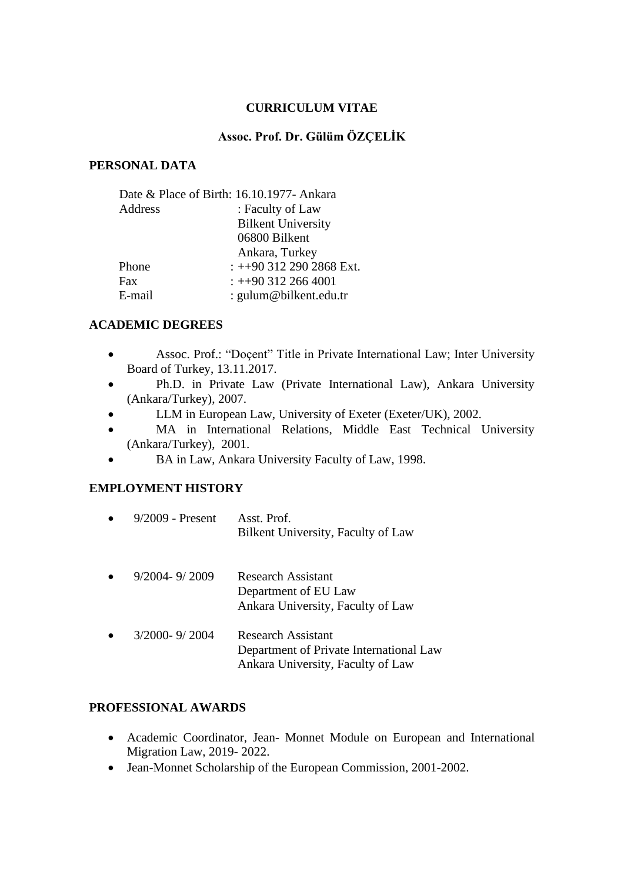# CURRICULUM VITAE

## Assoc. Prof. Dr. Gülüm ÖZÇELİK

### PERSONAL DATA

Date & Place of Birth: 16.10.1977- Ankara
Address : Faculty of Law
Bilkent University
06800 Bilkent
Ankara, Turkey
Phone : ++90 312 290 2868 Ext.
Fax : ++90 312 266 4001
E-mail : gulum@bilkent.edu.tr

### ACADEMIC DEGREES

- Assoc. Prof.: "Doçent" Title in Private International Law; Inter University Board of Turkey, 13.11.2017.
- Ph.D. in Private Law (Private International Law), Ankara University (Ankara/Turkey), 2007.
- LLM in European Law, University of Exeter (Exeter/UK), 2002.
- MA in International Relations, Middle East Technical University (Ankara/Turkey), 2001.
- BA in Law, Ankara University Faculty of Law, 1998.

### EMPLOYMENT HISTORY

- 9/2009 - Present — Asst. Prof.
  Bilkent University, Faculty of Law
- 9/2004- 9/ 2009 — Research Assistant
  Department of EU Law
  Ankara University, Faculty of Law
- 3/2000- 9/ 2004 — Research Assistant
  Department of Private International Law
  Ankara University, Faculty of Law

### PROFESSIONAL AWARDS

- Academic Coordinator, Jean- Monnet Module on European and International Migration Law, 2019- 2022.
- Jean-Monnet Scholarship of the European Commission, 2001-2002.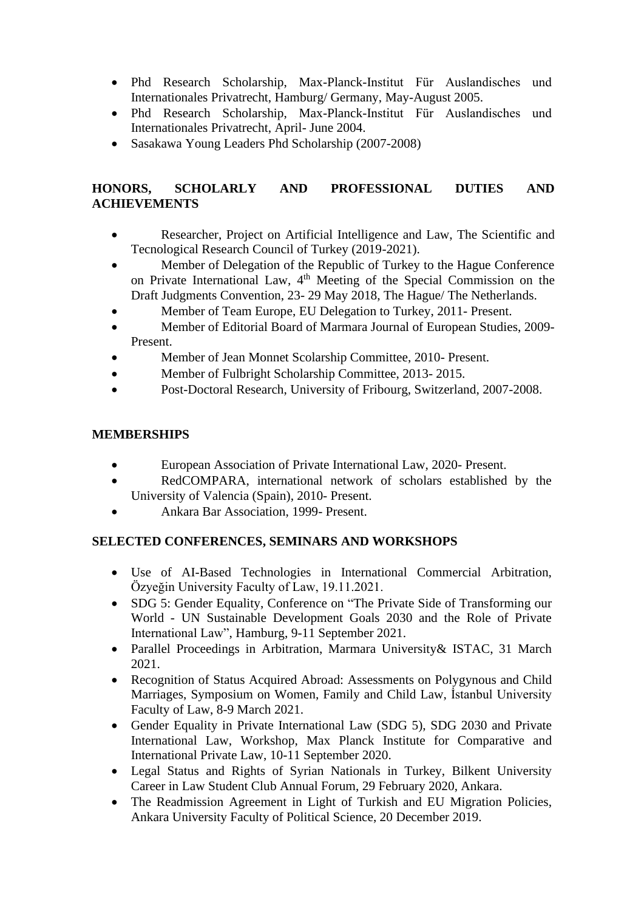- Phd Research Scholarship, Max-Planck-Institut Für Auslandisches und Internationales Privatrecht, Hamburg/ Germany, May-August 2005.
- Phd Research Scholarship, Max-Planck-Institut Für Auslandisches und Internationales Privatrecht, April- June 2004.
- Sasakawa Young Leaders Phd Scholarship (2007-2008)

## HONORS, SCHOLARLY AND PROFESSIONAL DUTIES AND ACHIEVEMENTS

- Researcher, Project on Artificial Intelligence and Law, The Scientific and Tecnological Research Council of Turkey (2019-2021).
- Member of Delegation of the Republic of Turkey to the Hague Conference on Private International Law, 4th Meeting of the Special Commission on the Draft Judgments Convention, 23- 29 May 2018, The Hague/ The Netherlands.
- Member of Team Europe, EU Delegation to Turkey, 2011- Present.
- Member of Editorial Board of Marmara Journal of European Studies, 2009- Present.
- Member of Jean Monnet Scolarship Committee, 2010- Present.
- Member of Fulbright Scholarship Committee, 2013- 2015.
- Post-Doctoral Research, University of Fribourg, Switzerland, 2007-2008.

## MEMBERSHIPS

- European Association of Private International Law, 2020- Present.
- RedCOMPARA, international network of scholars established by the University of Valencia (Spain), 2010- Present.
- Ankara Bar Association, 1999- Present.

## SELECTED CONFERENCES, SEMINARS AND WORKSHOPS

- Use of AI-Based Technologies in International Commercial Arbitration, Özyeğin University Faculty of Law, 19.11.2021.
- SDG 5: Gender Equality, Conference on "The Private Side of Transforming our World - UN Sustainable Development Goals 2030 and the Role of Private International Law", Hamburg, 9-11 September 2021.
- Parallel Proceedings in Arbitration, Marmara University& ISTAC, 31 March 2021.
- Recognition of Status Acquired Abroad: Assessments on Polygynous and Child Marriages, Symposium on Women, Family and Child Law, İstanbul University Faculty of Law, 8-9 March 2021.
- Gender Equality in Private International Law (SDG 5), SDG 2030 and Private International Law, Workshop, Max Planck Institute for Comparative and International Private Law, 10-11 September 2020.
- Legal Status and Rights of Syrian Nationals in Turkey, Bilkent University Career in Law Student Club Annual Forum, 29 February 2020, Ankara.
- The Readmission Agreement in Light of Turkish and EU Migration Policies, Ankara University Faculty of Political Science, 20 December 2019.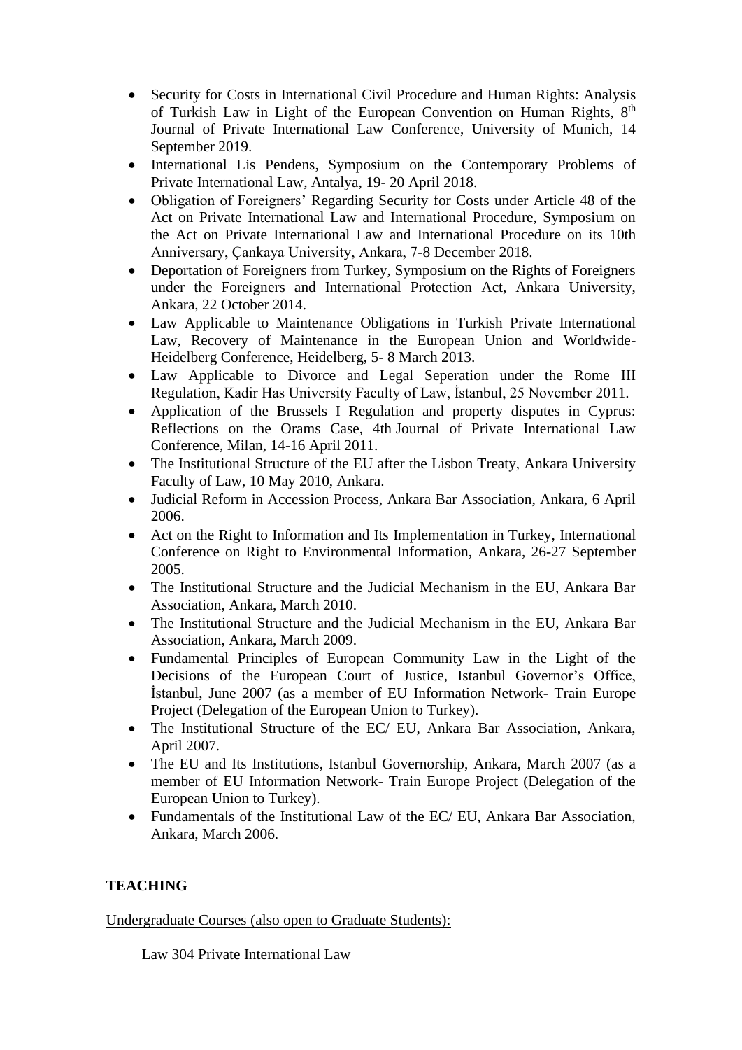- Security for Costs in International Civil Procedure and Human Rights: Analysis of Turkish Law in Light of the European Convention on Human Rights, 8th Journal of Private International Law Conference, University of Munich, 14 September 2019.
- International Lis Pendens, Symposium on the Contemporary Problems of Private International Law, Antalya, 19- 20 April 2018.
- Obligation of Foreigners' Regarding Security for Costs under Article 48 of the Act on Private International Law and International Procedure, Symposium on the Act on Private International Law and International Procedure on its 10th Anniversary, Çankaya University, Ankara, 7-8 December 2018.
- Deportation of Foreigners from Turkey, Symposium on the Rights of Foreigners under the Foreigners and International Protection Act, Ankara University, Ankara, 22 October 2014.
- Law Applicable to Maintenance Obligations in Turkish Private International Law, Recovery of Maintenance in the European Union and Worldwide- Heidelberg Conference, Heidelberg, 5- 8 March 2013.
- Law Applicable to Divorce and Legal Seperation under the Rome III Regulation, Kadir Has University Faculty of Law, İstanbul, 25 November 2011.
- Application of the Brussels I Regulation and property disputes in Cyprus: Reflections on the Orams Case, 4th Journal of Private International Law Conference, Milan, 14-16 April 2011.
- The Institutional Structure of the EU after the Lisbon Treaty, Ankara University Faculty of Law, 10 May 2010, Ankara.
- Judicial Reform in Accession Process, Ankara Bar Association, Ankara, 6 April 2006.
- Act on the Right to Information and Its Implementation in Turkey, International Conference on Right to Environmental Information, Ankara, 26-27 September 2005.
- The Institutional Structure and the Judicial Mechanism in the EU, Ankara Bar Association, Ankara, March 2010.
- The Institutional Structure and the Judicial Mechanism in the EU, Ankara Bar Association, Ankara, March 2009.
- Fundamental Principles of European Community Law in the Light of the Decisions of the European Court of Justice, Istanbul Governor's Office, İstanbul, June 2007 (as a member of EU Information Network- Train Europe Project (Delegation of the European Union to Turkey).
- The Institutional Structure of the EC/ EU, Ankara Bar Association, Ankara, April 2007.
- The EU and Its Institutions, Istanbul Governorship, Ankara, March 2007 (as a member of EU Information Network- Train Europe Project (Delegation of the European Union to Turkey).
- Fundamentals of the Institutional Law of the EC/ EU, Ankara Bar Association, Ankara, March 2006.

## TEACHING

Undergraduate Courses (also open to Graduate Students):

Law 304 Private International Law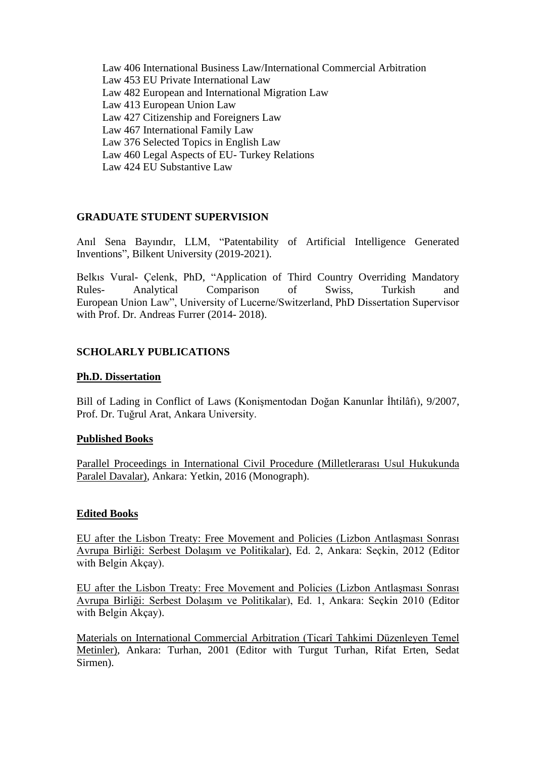Law 406 International Business Law/International Commercial Arbitration
Law 453 EU Private International Law
Law 482 European and International Migration Law
Law 413 European Union Law
Law 427 Citizenship and Foreigners Law
Law 467 International Family Law
Law 376 Selected Topics in English Law
Law 460 Legal Aspects of EU- Turkey Relations
Law 424 EU Substantive Law

## GRADUATE STUDENT SUPERVISION

Anıl Sena Bayındır, LLM, "Patentability of Artificial Intelligence Generated Inventions", Bilkent University (2019-2021).

Belkıs Vural- Çelenk, PhD, "Application of Third Country Overriding Mandatory Rules- Analytical Comparison of Swiss, Turkish and European Union Law", University of Lucerne/Switzerland, PhD Dissertation Supervisor with Prof. Dr. Andreas Furrer (2014- 2018).

## SCHOLARLY PUBLICATIONS

### Ph.D. Dissertation

Bill of Lading in Conflict of Laws (Konişmentodan Doğan Kanunlar İhtilâfı), 9/2007, Prof. Dr. Tuğrul Arat, Ankara University.

### Published Books

Parallel Proceedings in International Civil Procedure (Milletlerarası Usul Hukukunda Paralel Davalar), Ankara: Yetkin, 2016 (Monograph).

### Edited Books

EU after the Lisbon Treaty: Free Movement and Policies (Lizbon Antlaşması Sonrası Avrupa Birliği: Serbest Dolaşım ve Politikalar), Ed. 2, Ankara: Seçkin, 2012 (Editor with Belgin Akçay).

EU after the Lisbon Treaty: Free Movement and Policies (Lizbon Antlaşması Sonrası Avrupa Birliği: Serbest Dolaşım ve Politikalar), Ed. 1, Ankara: Seçkin 2010 (Editor with Belgin Akçay).

Materials on International Commercial Arbitration (Ticarî Tahkimi Düzenleyen Temel Metinler), Ankara: Turhan, 2001 (Editor with Turgut Turhan, Rifat Erten, Sedat Sirmen).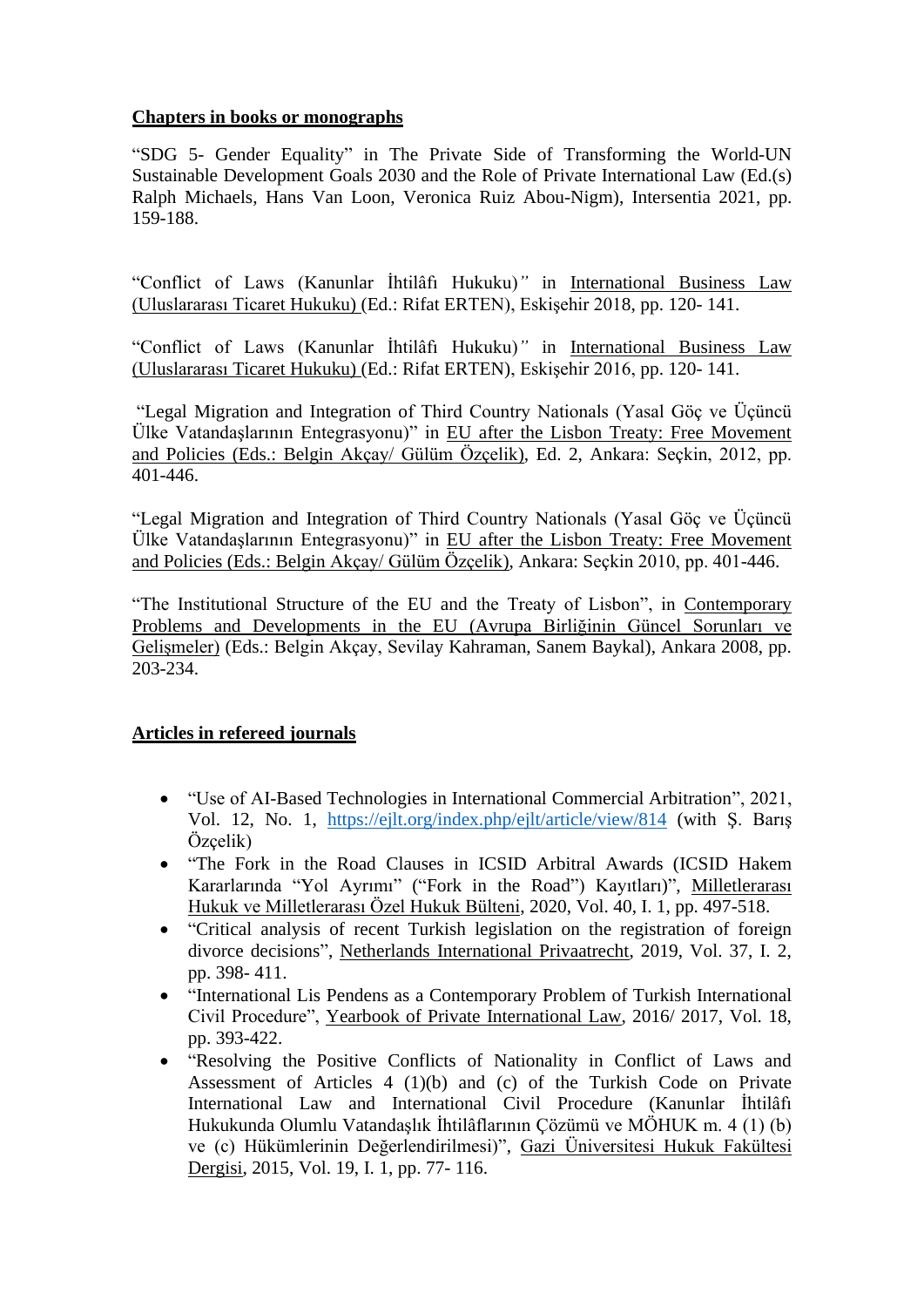## Chapters in books or monographs

"SDG 5- Gender Equality" in The Private Side of Transforming the World-UN Sustainable Development Goals 2030 and the Role of Private International Law (Ed.(s) Ralph Michaels, Hans Van Loon, Veronica Ruiz Abou-Nigm), Intersentia 2021, pp. 159-188.

"Conflict of Laws (Kanunlar İhtilâfı Hukuku)" in International Business Law (Uluslararası Ticaret Hukuku) (Ed.: Rifat ERTEN), Eskişehir 2018, pp. 120- 141.

"Conflict of Laws (Kanunlar İhtilâfı Hukuku)" in International Business Law (Uluslararası Ticaret Hukuku) (Ed.: Rifat ERTEN), Eskişehir 2016, pp. 120- 141.

"Legal Migration and Integration of Third Country Nationals (Yasal Göç ve Üçüncü Ülke Vatandaşlarının Entegrasyonu)" in EU after the Lisbon Treaty: Free Movement and Policies (Eds.: Belgin Akçay/ Gülüm Özçelik), Ed. 2, Ankara: Seçkin, 2012, pp. 401-446.

"Legal Migration and Integration of Third Country Nationals (Yasal Göç ve Üçüncü Ülke Vatandaşlarının Entegrasyonu)" in EU after the Lisbon Treaty: Free Movement and Policies (Eds.: Belgin Akçay/ Gülüm Özçelik), Ankara: Seçkin 2010, pp. 401-446.

"The Institutional Structure of the EU and the Treaty of Lisbon", in Contemporary Problems and Developments in the EU (Avrupa Birliğinin Güncel Sorunları ve Gelişmeler) (Eds.: Belgin Akçay, Sevilay Kahraman, Sanem Baykal), Ankara 2008, pp. 203-234.

## Articles in refereed journals

- "Use of AI-Based Technologies in International Commercial Arbitration", 2021, Vol. 12, No. 1, https://ejlt.org/index.php/ejlt/article/view/814 (with Ş. Barış Özçelik)
- "The Fork in the Road Clauses in ICSID Arbitral Awards (ICSID Hakem Kararlarında "Yol Ayrımı" ("Fork in the Road") Kayıtları)", Milletlerarası Hukuk ve Milletlerarası Özel Hukuk Bülteni, 2020, Vol. 40, I. 1, pp. 497-518.
- "Critical analysis of recent Turkish legislation on the registration of foreign divorce decisions", Netherlands International Privaatrecht, 2019, Vol. 37, I. 2, pp. 398- 411.
- "International Lis Pendens as a Contemporary Problem of Turkish International Civil Procedure", Yearbook of Private International Law, 2016/ 2017, Vol. 18, pp. 393-422.
- "Resolving the Positive Conflicts of Nationality in Conflict of Laws and Assessment of Articles 4 (1)(b) and (c) of the Turkish Code on Private International Law and International Civil Procedure (Kanunlar İhtilâfı Hukukunda Olumlu Vatandaşlık İhtilâflarının Çözümü ve MÖHUK m. 4 (1) (b) ve (c) Hükümlerinin Değerlendirilmesi)", Gazi Üniversitesi Hukuk Fakültesi Dergisi, 2015, Vol. 19, I. 1, pp. 77- 116.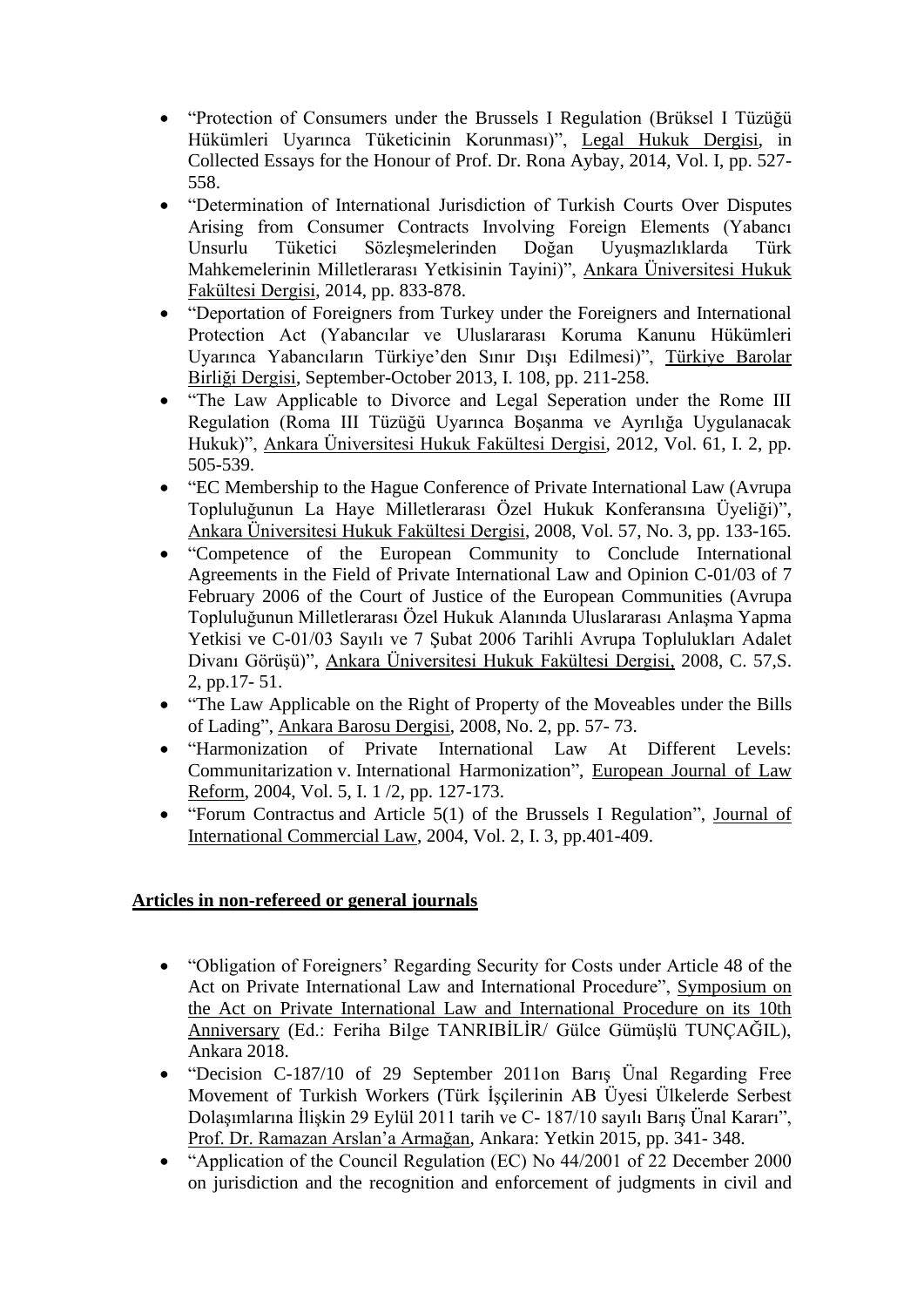- "Protection of Consumers under the Brussels I Regulation (Brüksel I Tüzüğü Hükümleri Uyarınca Tüketicinin Korunması)", Legal Hukuk Dergisi, in Collected Essays for the Honour of Prof. Dr. Rona Aybay, 2014, Vol. I, pp. 527-558.
- "Determination of International Jurisdiction of Turkish Courts Over Disputes Arising from Consumer Contracts Involving Foreign Elements (Yabancı Unsurlu Tüketici Sözleşmelerinden Doğan Uyuşmazlıklarda Türk Mahkemelerinin Milletlerarası Yetkisinin Tayini)", Ankara Üniversitesi Hukuk Fakültesi Dergisi, 2014, pp. 833-878.
- "Deportation of Foreigners from Turkey under the Foreigners and International Protection Act (Yabancılar ve Uluslararası Koruma Kanunu Hükümleri Uyarınca Yabancıların Türkiye'den Sınır Dışı Edilmesi)", Türkiye Barolar Birliği Dergisi, September-October 2013, I. 108, pp. 211-258.
- "The Law Applicable to Divorce and Legal Seperation under the Rome III Regulation (Roma III Tüzüğü Uyarınca Boşanma ve Ayrılığa Uygulanacak Hukuk)", Ankara Üniversitesi Hukuk Fakültesi Dergisi, 2012, Vol. 61, I. 2, pp. 505-539.
- "EC Membership to the Hague Conference of Private International Law (Avrupa Topluluğunun La Haye Milletlerarası Özel Hukuk Konferansına Üyeliği)", Ankara Üniversitesi Hukuk Fakültesi Dergisi, 2008, Vol. 57, No. 3, pp. 133-165.
- "Competence of the European Community to Conclude International Agreements in the Field of Private International Law and Opinion C-01/03 of 7 February 2006 of the Court of Justice of the European Communities (Avrupa Topluluğunun Milletlerarası Özel Hukuk Alanında Uluslararası Anlaşma Yapma Yetkisi ve C-01/03 Sayılı ve 7 Şubat 2006 Tarihli Avrupa Toplulukları Adalet Divanı Görüşü)", Ankara Üniversitesi Hukuk Fakültesi Dergisi, 2008, C. 57,S. 2, pp.17- 51.
- "The Law Applicable on the Right of Property of the Moveables under the Bills of Lading", Ankara Barosu Dergisi, 2008, No. 2, pp. 57- 73.
- "Harmonization of Private International Law At Different Levels: Communitarization v. International Harmonization", European Journal of Law Reform, 2004, Vol. 5, I. 1 /2, pp. 127-173.
- "Forum Contractus and Article 5(1) of the Brussels I Regulation", Journal of International Commercial Law, 2004, Vol. 2, I. 3, pp.401-409.

**Articles in non-refereed or general journals**

- "Obligation of Foreigners' Regarding Security for Costs under Article 48 of the Act on Private International Law and International Procedure", Symposium on the Act on Private International Law and International Procedure on its 10th Anniversary (Ed.: Feriha Bilge TANRIBİLİR/ Gülce Gümüşlü TUNÇAĞIL), Ankara 2018.
- "Decision C-187/10 of 29 September 2011on Barış Ünal Regarding Free Movement of Turkish Workers (Türk İşçilerinin AB Üyesi Ülkelerde Serbest Dolaşımlarına İlişkin 29 Eylül 2011 tarih ve C- 187/10 sayılı Barış Ünal Kararı", Prof. Dr. Ramazan Arslan'a Armağan, Ankara: Yetkin 2015, pp. 341- 348.
- "Application of the Council Regulation (EC) No 44/2001 of 22 December 2000 on jurisdiction and the recognition and enforcement of judgments in civil and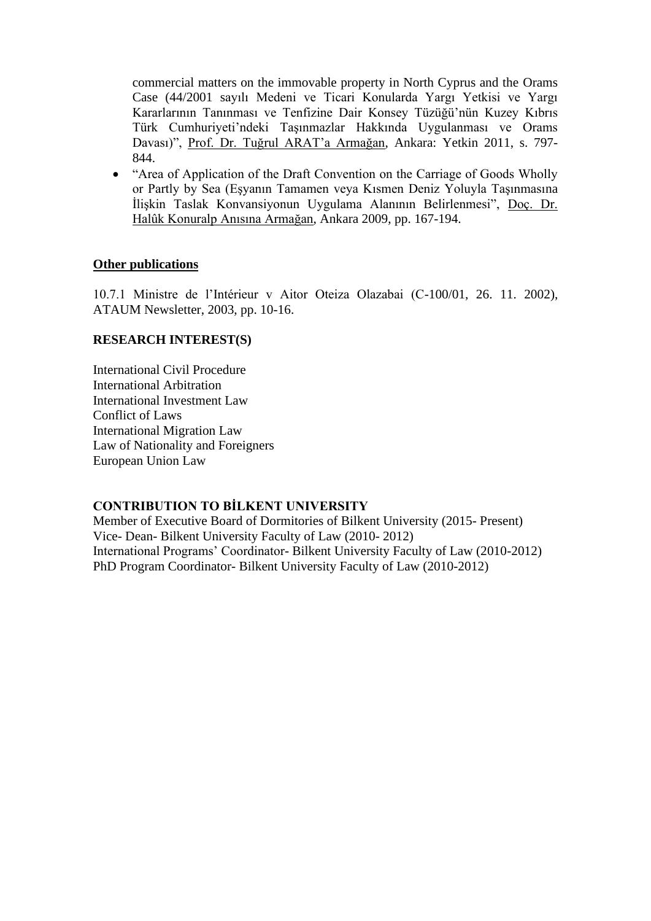commercial matters on the immovable property in North Cyprus and the Orams Case (44/2001 sayılı Medeni ve Ticari Konularda Yargı Yetkisi ve Yargı Kararlarının Tanınması ve Tenfizine Dair Konsey Tüzüğü'nün Kuzey Kıbrıs Türk Cumhuriyeti'ndeki Taşınmazlar Hakkında Uygulanması ve Orams Davası)", Prof. Dr. Tuğrul ARAT'a Armağan, Ankara: Yetkin 2011, s. 797-844.

- "Area of Application of the Draft Convention on the Carriage of Goods Wholly or Partly by Sea (Eşyanın Tamamen veya Kısmen Deniz Yoluyla Taşınmasına İlişkin Taslak Konvansiyonun Uygulama Alanının Belirlenmesi", Doç. Dr. Halûk Konuralp Anısına Armağan, Ankara 2009, pp. 167-194.

**Other publications**

10.7.1 Ministre de l'Intérieur v Aitor Oteiza Olazabai (C-100/01, 26. 11. 2002), ATAUM Newsletter, 2003, pp. 10-16.

**RESEARCH INTEREST(S)**

International Civil Procedure
International Arbitration
International Investment Law
Conflict of Laws
International Migration Law
Law of Nationality and Foreigners
European Union Law

**CONTRIBUTION TO BİLKENT UNIVERSITY**

Member of Executive Board of Dormitories of Bilkent University (2015- Present)
Vice- Dean- Bilkent University Faculty of Law (2010- 2012)
International Programs' Coordinator- Bilkent University Faculty of Law (2010-2012)
PhD Program Coordinator- Bilkent University Faculty of Law (2010-2012)